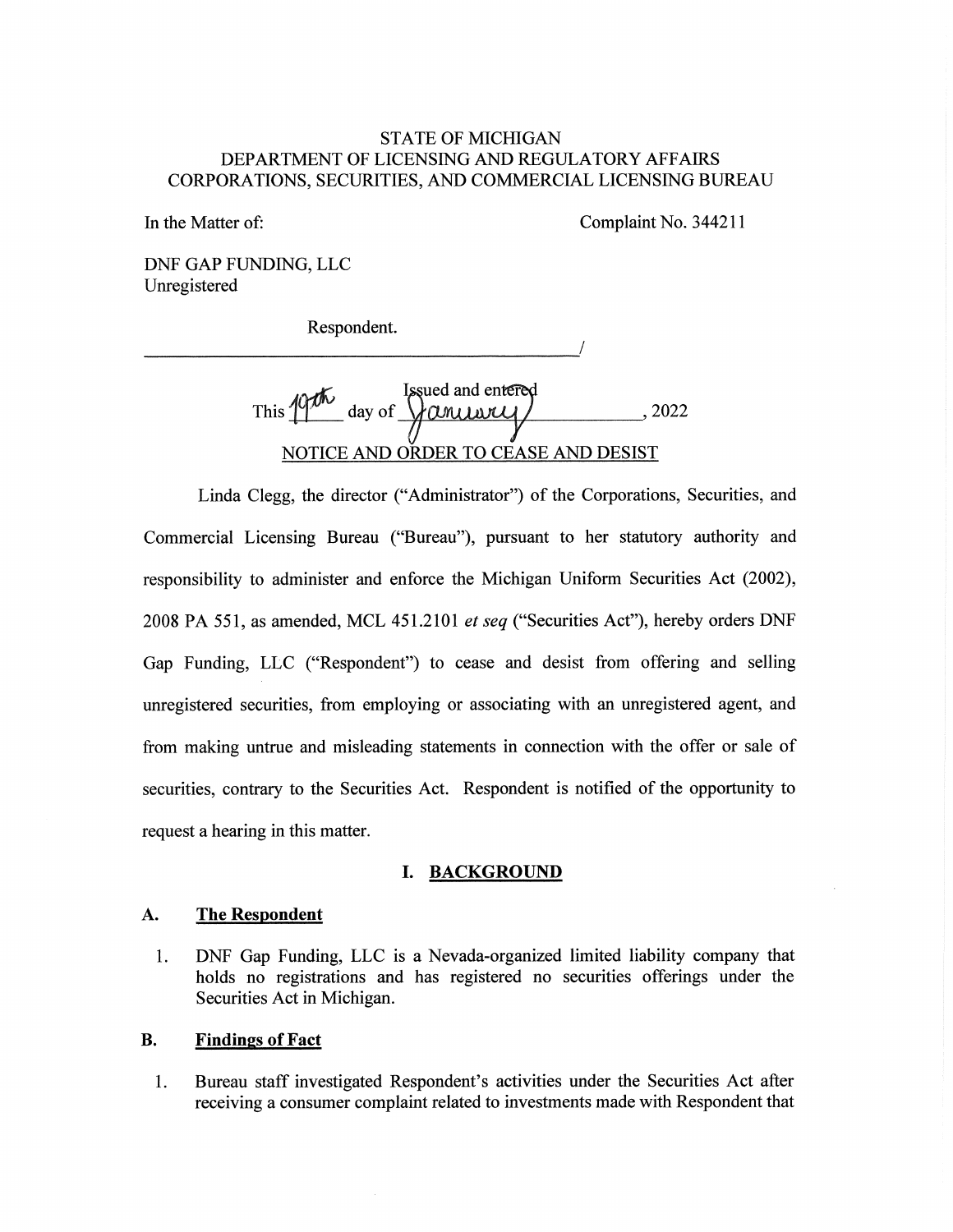STATE OF MICHIGAN
DEPARTMENT OF LICENSING AND REGULATORY AFFAIRS
CORPORATIONS, SECURITIES, AND COMMERCIAL LICENSING BUREAU

In the Matter of:

Complaint No. 344211

DNF GAP FUNDING, LLC
Unregistered

Respondent.

______________________________________________/

Issued and entered
This 19th day of January, 2022

NOTICE AND ORDER TO CEASE AND DESIST

Linda Clegg, the director ("Administrator") of the Corporations, Securities, and Commercial Licensing Bureau ("Bureau"), pursuant to her statutory authority and responsibility to administer and enforce the Michigan Uniform Securities Act (2002), 2008 PA 551, as amended, MCL 451.2101 *et seq* ("Securities Act"), hereby orders DNF Gap Funding, LLC ("Respondent") to cease and desist from offering and selling unregistered securities, from employing or associating with an unregistered agent, and from making untrue and misleading statements in connection with the offer or sale of securities, contrary to the Securities Act. Respondent is notified of the opportunity to request a hearing in this matter.

## I. BACKGROUND

### A. The Respondent

1. DNF Gap Funding, LLC is a Nevada-organized limited liability company that holds no registrations and has registered no securities offerings under the Securities Act in Michigan.

### B. Findings of Fact

1. Bureau staff investigated Respondent's activities under the Securities Act after receiving a consumer complaint related to investments made with Respondent that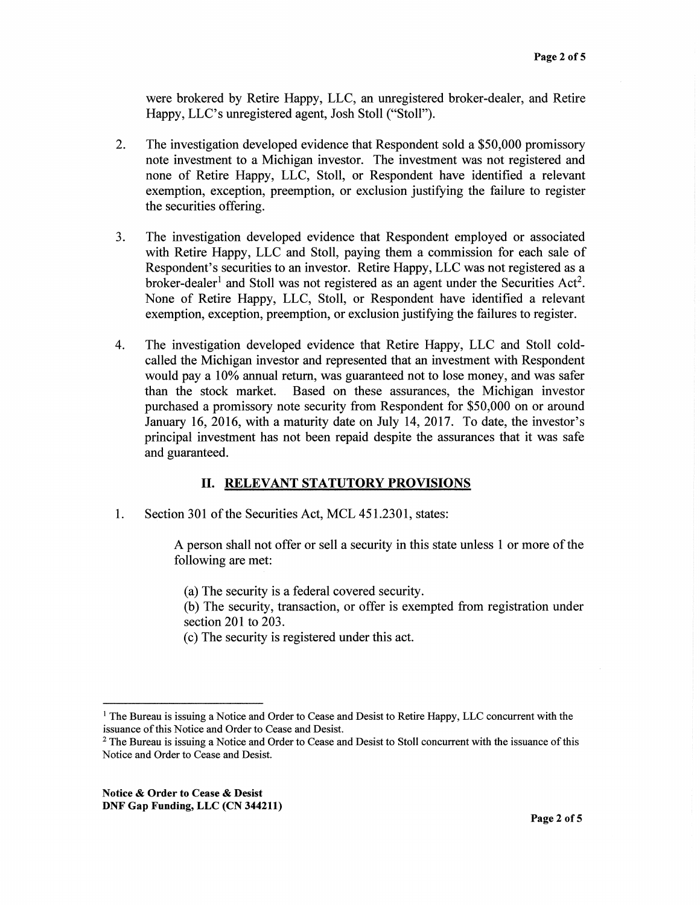were brokered by Retire Happy, LLC, an unregistered broker-dealer, and Retire Happy, LLC's unregistered agent, Josh Stoll ("Stoll").

2. The investigation developed evidence that Respondent sold a $50,000 promissory note investment to a Michigan investor. The investment was not registered and none of Retire Happy, LLC, Stoll, or Respondent have identified a relevant exemption, exception, preemption, or exclusion justifying the failure to register the securities offering.

3. The investigation developed evidence that Respondent employed or associated with Retire Happy, LLC and Stoll, paying them a commission for each sale of Respondent's securities to an investor. Retire Happy, LLC was not registered as a broker-dealer[1] and Stoll was not registered as an agent under the Securities Act[2]. None of Retire Happy, LLC, Stoll, or Respondent have identified a relevant exemption, exception, preemption, or exclusion justifying the failures to register.

4. The investigation developed evidence that Retire Happy, LLC and Stoll cold-called the Michigan investor and represented that an investment with Respondent would pay a 10% annual return, was guaranteed not to lose money, and was safer than the stock market. Based on these assurances, the Michigan investor purchased a promissory note security from Respondent for $50,000 on or around January 16, 2016, with a maturity date on July 14, 2017. To date, the investor's principal investment has not been repaid despite the assurances that it was safe and guaranteed.

## II. RELEVANT STATUTORY PROVISIONS

1. Section 301 of the Securities Act, MCL 451.2301, states:

   > A person shall not offer or sell a security in this state unless 1 or more of the following are met:
   >
   > (a) The security is a federal covered security.
   > (b) The security, transaction, or offer is exempted from registration under section 201 to 203.
   > (c) The security is registered under this act.

---

[1] The Bureau is issuing a Notice and Order to Cease and Desist to Retire Happy, LLC concurrent with the issuance of this Notice and Order to Cease and Desist.

[2] The Bureau is issuing a Notice and Order to Cease and Desist to Stoll concurrent with the issuance of this Notice and Order to Cease and Desist.

**Notice & Order to Cease & Desist**
**DNF Gap Funding, LLC (CN 344211)**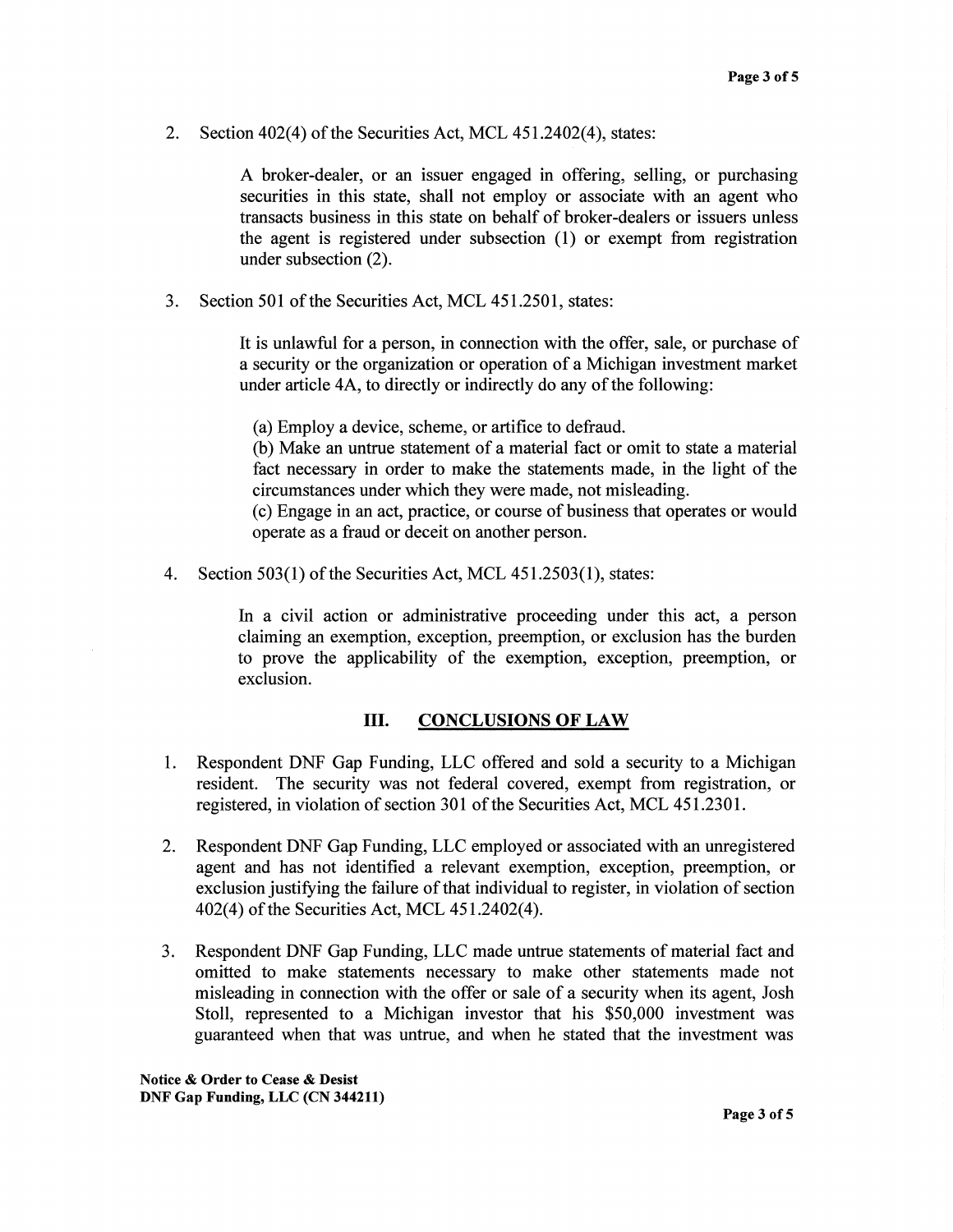2. Section 402(4) of the Securities Act, MCL 451.2402(4), states:

   > A broker-dealer, or an issuer engaged in offering, selling, or purchasing securities in this state, shall not employ or associate with an agent who transacts business in this state on behalf of broker-dealers or issuers unless the agent is registered under subsection (1) or exempt from registration under subsection (2).

3. Section 501 of the Securities Act, MCL 451.2501, states:

   > It is unlawful for a person, in connection with the offer, sale, or purchase of a security or the organization or operation of a Michigan investment market under article 4A, to directly or indirectly do any of the following:
   >
   > (a) Employ a device, scheme, or artifice to defraud.
   > (b) Make an untrue statement of a material fact or omit to state a material fact necessary in order to make the statements made, in the light of the circumstances under which they were made, not misleading.
   > (c) Engage in an act, practice, or course of business that operates or would operate as a fraud or deceit on another person.

4. Section 503(1) of the Securities Act, MCL 451.2503(1), states:

   > In a civil action or administrative proceeding under this act, a person claiming an exemption, exception, preemption, or exclusion has the burden to prove the applicability of the exemption, exception, preemption, or exclusion.

## III. CONCLUSIONS OF LAW

1. Respondent DNF Gap Funding, LLC offered and sold a security to a Michigan resident. The security was not federal covered, exempt from registration, or registered, in violation of section 301 of the Securities Act, MCL 451.2301.

2. Respondent DNF Gap Funding, LLC employed or associated with an unregistered agent and has not identified a relevant exemption, exception, preemption, or exclusion justifying the failure of that individual to register, in violation of section 402(4) of the Securities Act, MCL 451.2402(4).

3. Respondent DNF Gap Funding, LLC made untrue statements of material fact and omitted to make statements necessary to make other statements made not misleading in connection with the offer or sale of a security when its agent, Josh Stoll, represented to a Michigan investor that his $50,000 investment was guaranteed when that was untrue, and when he stated that the investment was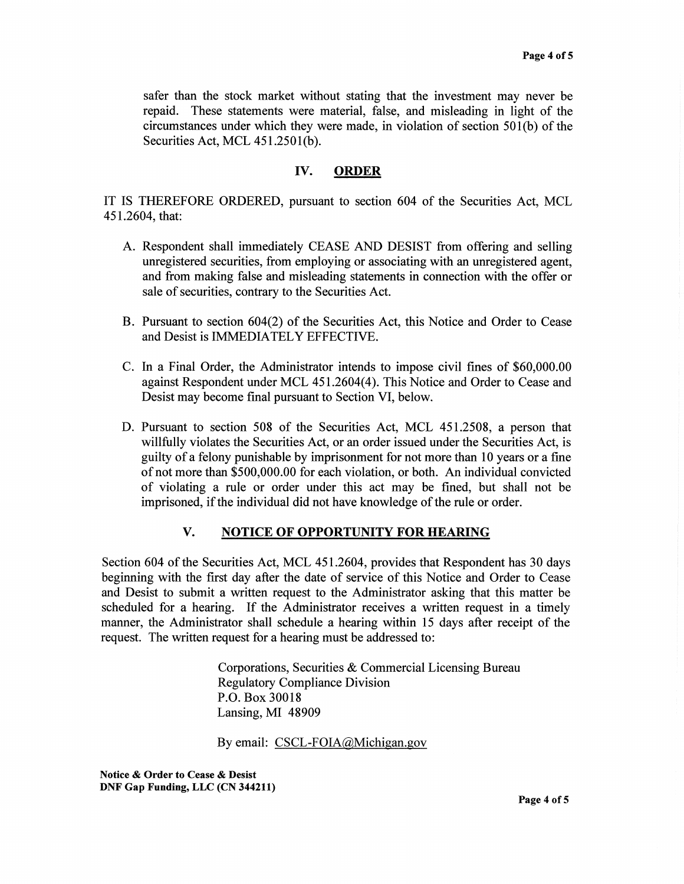safer than the stock market without stating that the investment may never be repaid. These statements were material, false, and misleading in light of the circumstances under which they were made, in violation of section 501(b) of the Securities Act, MCL 451.2501(b).

## IV. ORDER

IT IS THEREFORE ORDERED, pursuant to section 604 of the Securities Act, MCL 451.2604, that:

A. Respondent shall immediately CEASE AND DESIST from offering and selling unregistered securities, from employing or associating with an unregistered agent, and from making false and misleading statements in connection with the offer or sale of securities, contrary to the Securities Act.

B. Pursuant to section 604(2) of the Securities Act, this Notice and Order to Cease and Desist is IMMEDIATELY EFFECTIVE.

C. In a Final Order, the Administrator intends to impose civil fines of $60,000.00 against Respondent under MCL 451.2604(4). This Notice and Order to Cease and Desist may become final pursuant to Section VI, below.

D. Pursuant to section 508 of the Securities Act, MCL 451.2508, a person that willfully violates the Securities Act, or an order issued under the Securities Act, is guilty of a felony punishable by imprisonment for not more than 10 years or a fine of not more than $500,000.00 for each violation, or both. An individual convicted of violating a rule or order under this act may be fined, but shall not be imprisoned, if the individual did not have knowledge of the rule or order.

## V. NOTICE OF OPPORTUNITY FOR HEARING

Section 604 of the Securities Act, MCL 451.2604, provides that Respondent has 30 days beginning with the first day after the date of service of this Notice and Order to Cease and Desist to submit a written request to the Administrator asking that this matter be scheduled for a hearing. If the Administrator receives a written request in a timely manner, the Administrator shall schedule a hearing within 15 days after receipt of the request. The written request for a hearing must be addressed to:

Corporations, Securities & Commercial Licensing Bureau
Regulatory Compliance Division
P.O. Box 30018
Lansing, MI 48909

By email: CSCL-FOIA@Michigan.gov

**Notice & Order to Cease & Desist**
**DNF Gap Funding, LLC (CN 344211)**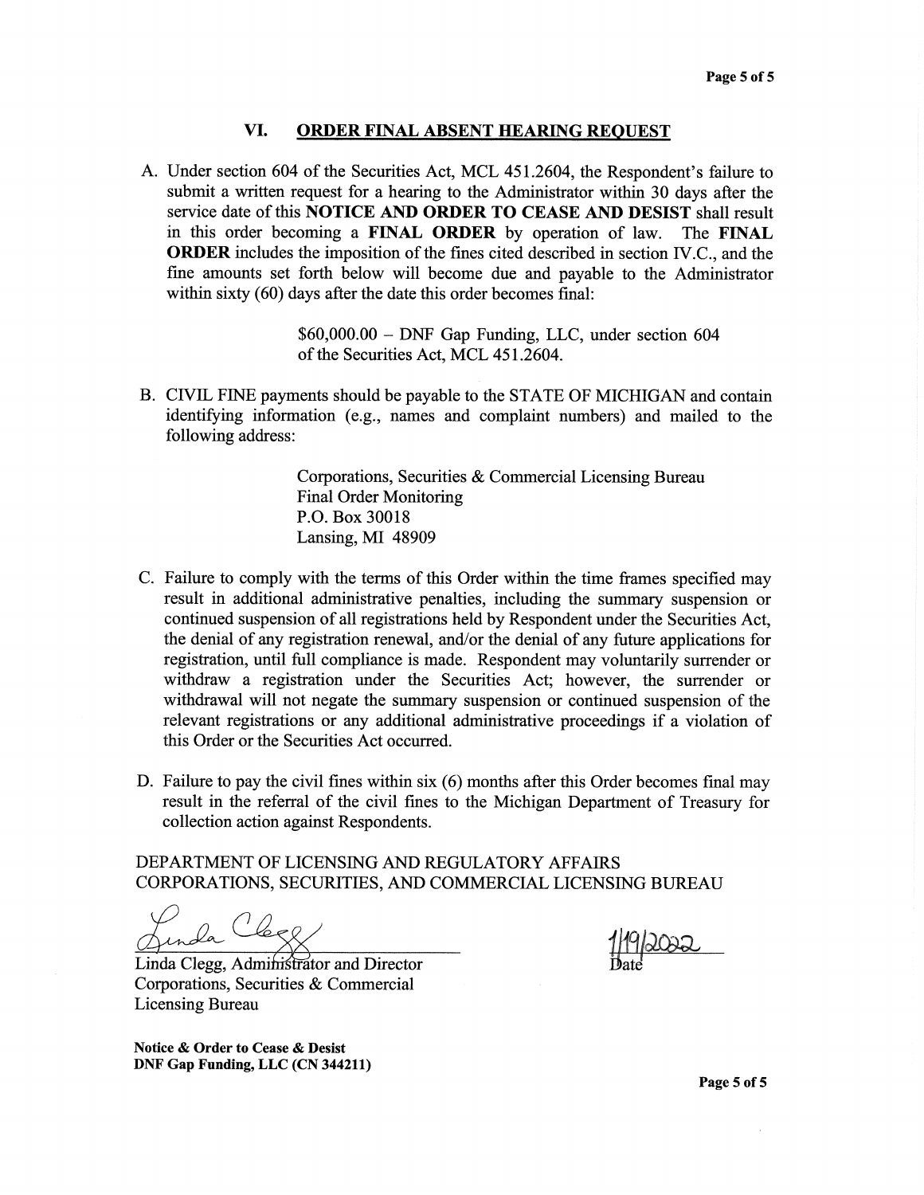## VI. ORDER FINAL ABSENT HEARING REQUEST

A. Under section 604 of the Securities Act, MCL 451.2604, the Respondent's failure to submit a written request for a hearing to the Administrator within 30 days after the service date of this **NOTICE AND ORDER TO CEASE AND DESIST** shall result in this order becoming a **FINAL ORDER** by operation of law. The **FINAL ORDER** includes the imposition of the fines cited described in section IV.C., and the fine amounts set forth below will become due and payable to the Administrator within sixty (60) days after the date this order becomes final:

> $60,000.00 – DNF Gap Funding, LLC, under section 604 of the Securities Act, MCL 451.2604.

B. CIVIL FINE payments should be payable to the STATE OF MICHIGAN and contain identifying information (e.g., names and complaint numbers) and mailed to the following address:

> Corporations, Securities & Commercial Licensing Bureau
> Final Order Monitoring
> P.O. Box 30018
> Lansing, MI 48909

C. Failure to comply with the terms of this Order within the time frames specified may result in additional administrative penalties, including the summary suspension or continued suspension of all registrations held by Respondent under the Securities Act, the denial of any registration renewal, and/or the denial of any future applications for registration, until full compliance is made. Respondent may voluntarily surrender or withdraw a registration under the Securities Act; however, the surrender or withdrawal will not negate the summary suspension or continued suspension of the relevant registrations or any additional administrative proceedings if a violation of this Order or the Securities Act occurred.

D. Failure to pay the civil fines within six (6) months after this Order becomes final may result in the referral of the civil fines to the Michigan Department of Treasury for collection action against Respondents.

DEPARTMENT OF LICENSING AND REGULATORY AFFAIRS
CORPORATIONS, SECURITIES, AND COMMERCIAL LICENSING BUREAU

Linda Clegg, Administrator and Director
Corporations, Securities & Commercial
Licensing Bureau

1/19/2022
Date

**Notice & Order to Cease & Desist**
**DNF Gap Funding, LLC (CN 344211)**